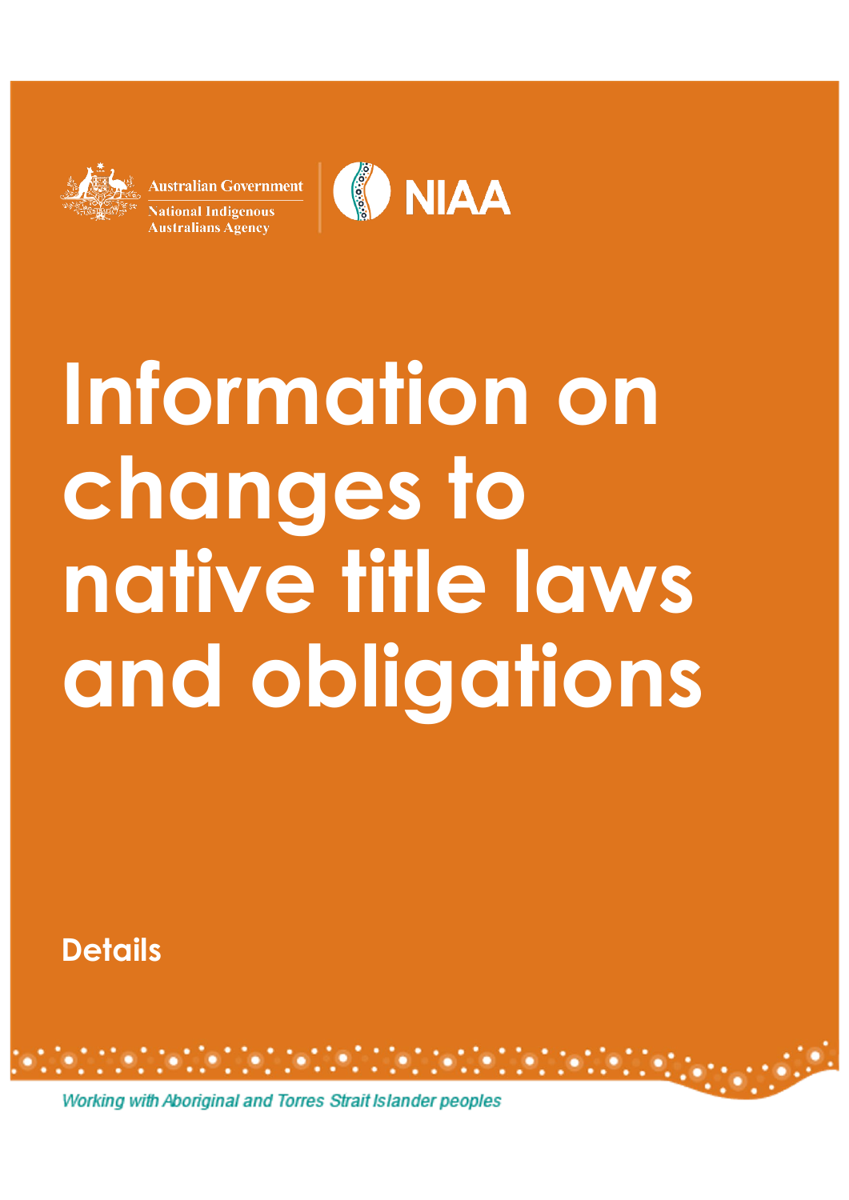Australian Government

National Indigenous Australians Agency

NIAA

# Information on changes to native title laws and obligations

**Details**

*Working with Aboriginal and Torres Strait Islander peoples*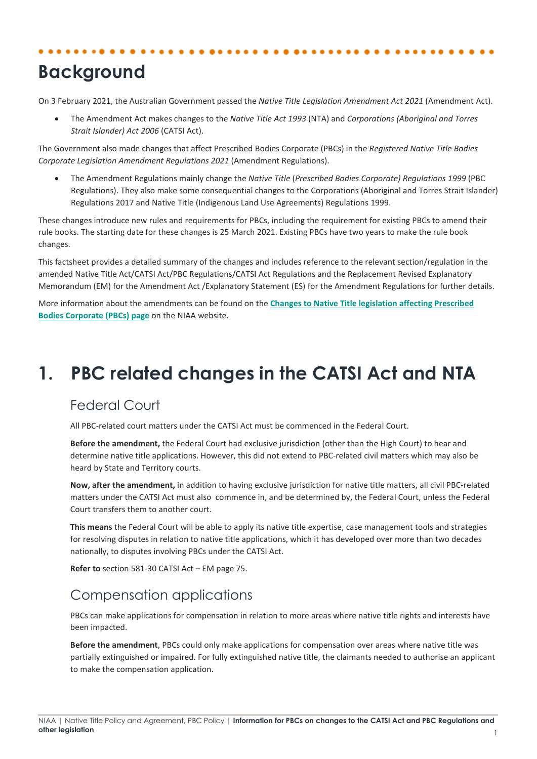# Background

On 3 February 2021, the Australian Government passed the *Native Title Legislation Amendment Act 2021* (Amendment Act).

- The Amendment Act makes changes to the *Native Title Act 1993* (NTA) and *Corporations (Aboriginal and Torres Strait Islander) Act 2006* (CATSI Act).

The Government also made changes that affect Prescribed Bodies Corporate (PBCs) in the *Registered Native Title Bodies Corporate Legislation Amendment Regulations 2021* (Amendment Regulations).

- The Amendment Regulations mainly change the *Native Title* (*Prescribed Bodies Corporate) Regulations 1999* (PBC Regulations). They also make some consequential changes to the Corporations (Aboriginal and Torres Strait Islander) Regulations 2017 and Native Title (Indigenous Land Use Agreements) Regulations 1999.

These changes introduce new rules and requirements for PBCs, including the requirement for existing PBCs to amend their rule books. The starting date for these changes is 25 March 2021. Existing PBCs have two years to make the rule book changes.

This factsheet provides a detailed summary of the changes and includes reference to the relevant section/regulation in the amended Native Title Act/CATSI Act/PBC Regulations/CATSI Act Regulations and the Replacement Revised Explanatory Memorandum (EM) for the Amendment Act /Explanatory Statement (ES) for the Amendment Regulations for further details.

More information about the amendments can be found on the **Changes to Native Title legislation affecting Prescribed Bodies Corporate (PBCs) page** on the NIAA website.

# 1. PBC related changes in the CATSI Act and NTA

## Federal Court

All PBC-related court matters under the CATSI Act must be commenced in the Federal Court.

**Before the amendment,** the Federal Court had exclusive jurisdiction (other than the High Court) to hear and determine native title applications. However, this did not extend to PBC-related civil matters which may also be heard by State and Territory courts.

**Now, after the amendment,** in addition to having exclusive jurisdiction for native title matters, all civil PBC-related matters under the CATSI Act must also commence in, and be determined by, the Federal Court, unless the Federal Court transfers them to another court.

**This means** the Federal Court will be able to apply its native title expertise, case management tools and strategies for resolving disputes in relation to native title applications, which it has developed over more than two decades nationally, to disputes involving PBCs under the CATSI Act.

**Refer to** section 581-30 CATSI Act – EM page 75.

## Compensation applications

PBCs can make applications for compensation in relation to more areas where native title rights and interests have been impacted.

**Before the amendment**, PBCs could only make applications for compensation over areas where native title was partially extinguished or impaired. For fully extinguished native title, the claimants needed to authorise an applicant to make the compensation application.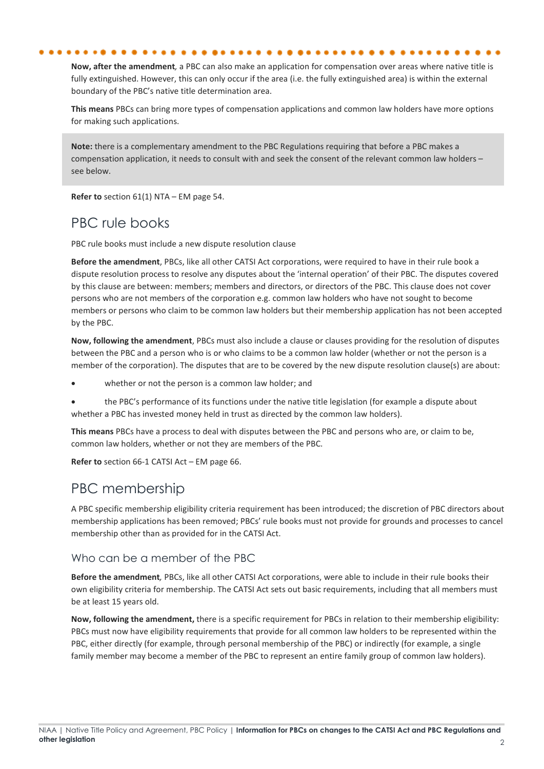**Now, after the amendment***,* a PBC can also make an application for compensation over areas where native title is fully extinguished. However, this can only occur if the area (i.e. the fully extinguished area) is within the external boundary of the PBC's native title determination area.

**This means** PBCs can bring more types of compensation applications and common law holders have more options for making such applications.

> **Note:** there is a complementary amendment to the PBC Regulations requiring that before a PBC makes a compensation application, it needs to consult with and seek the consent of the relevant common law holders – see below.

**Refer to** section 61(1) NTA – EM page 54.

## PBC rule books

PBC rule books must include a new dispute resolution clause

**Before the amendment**, PBCs, like all other CATSI Act corporations, were required to have in their rule book a dispute resolution process to resolve any disputes about the 'internal operation' of their PBC. The disputes covered by this clause are between: members; members and directors, or directors of the PBC. This clause does not cover persons who are not members of the corporation e.g. common law holders who have not sought to become members or persons who claim to be common law holders but their membership application has not been accepted by the PBC.

**Now, following the amendment**, PBCs must also include a clause or clauses providing for the resolution of disputes between the PBC and a person who is or who claims to be a common law holder (whether or not the person is a member of the corporation). The disputes that are to be covered by the new dispute resolution clause(s) are about:

- whether or not the person is a common law holder; and
- the PBC's performance of its functions under the native title legislation (for example a dispute about whether a PBC has invested money held in trust as directed by the common law holders).

**This means** PBCs have a process to deal with disputes between the PBC and persons who are, or claim to be, common law holders, whether or not they are members of the PBC.

**Refer to** section 66-1 CATSI Act – EM page 66.

## PBC membership

A PBC specific membership eligibility criteria requirement has been introduced; the discretion of PBC directors about membership applications has been removed; PBCs' rule books must not provide for grounds and processes to cancel membership other than as provided for in the CATSI Act.

### Who can be a member of the PBC

**Before the amendment***,* PBCs, like all other CATSI Act corporations, were able to include in their rule books their own eligibility criteria for membership. The CATSI Act sets out basic requirements, including that all members must be at least 15 years old.

**Now, following the amendment,** there is a specific requirement for PBCs in relation to their membership eligibility: PBCs must now have eligibility requirements that provide for all common law holders to be represented within the PBC, either directly (for example, through personal membership of the PBC) or indirectly (for example, a single family member may become a member of the PBC to represent an entire family group of common law holders).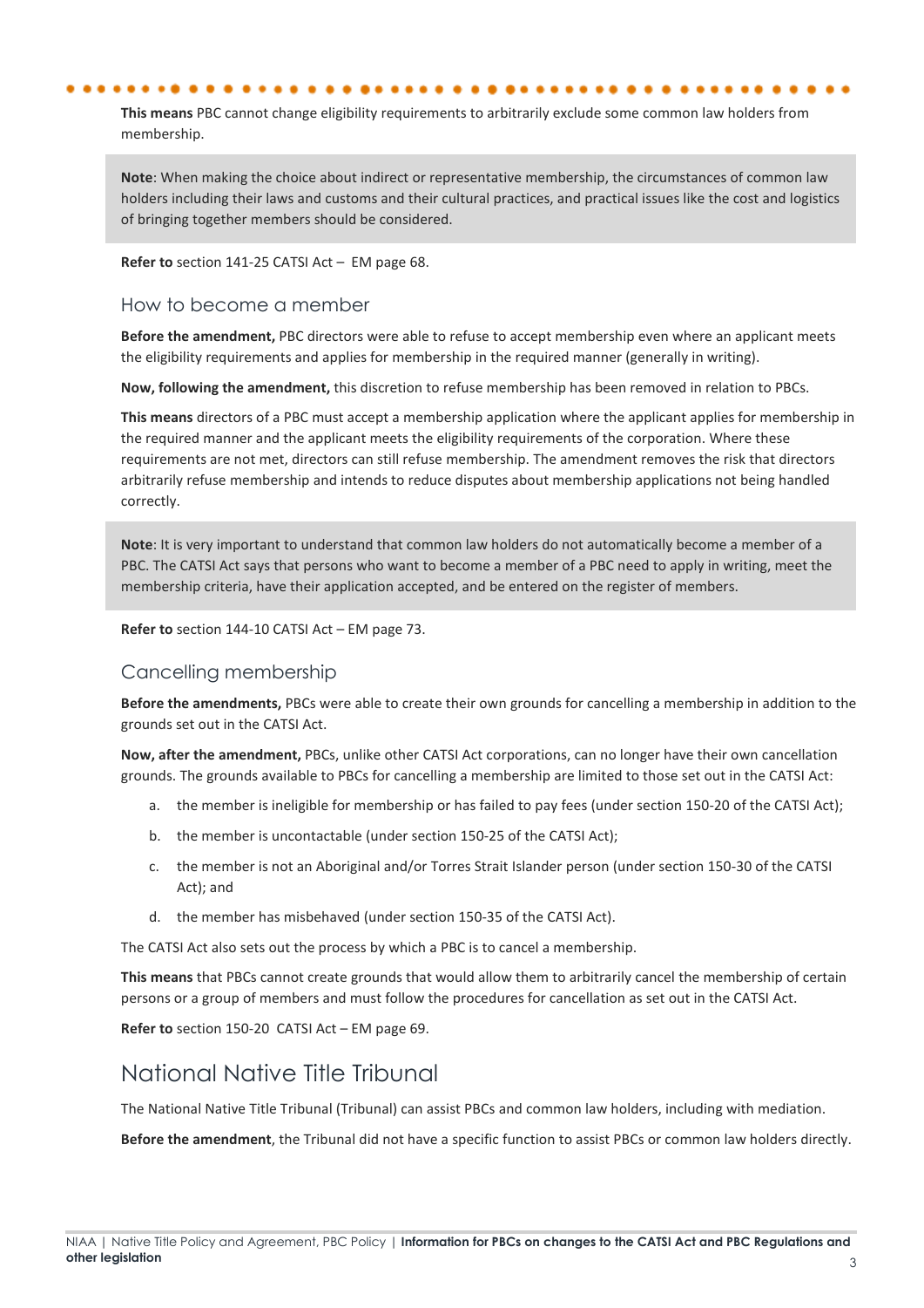**This means** PBC cannot change eligibility requirements to arbitrarily exclude some common law holders from membership.

> **Note**: When making the choice about indirect or representative membership, the circumstances of common law holders including their laws and customs and their cultural practices, and practical issues like the cost and logistics of bringing together members should be considered.

**Refer to** section 141-25 CATSI Act – EM page 68.

### How to become a member

**Before the amendment,** PBC directors were able to refuse to accept membership even where an applicant meets the eligibility requirements and applies for membership in the required manner (generally in writing).

**Now, following the amendment,** this discretion to refuse membership has been removed in relation to PBCs.

**This means** directors of a PBC must accept a membership application where the applicant applies for membership in the required manner and the applicant meets the eligibility requirements of the corporation. Where these requirements are not met, directors can still refuse membership. The amendment removes the risk that directors arbitrarily refuse membership and intends to reduce disputes about membership applications not being handled correctly.

> **Note**: It is very important to understand that common law holders do not automatically become a member of a PBC. The CATSI Act says that persons who want to become a member of a PBC need to apply in writing, meet the membership criteria, have their application accepted, and be entered on the register of members.

**Refer to** section 144-10 CATSI Act – EM page 73.

### Cancelling membership

**Before the amendments,** PBCs were able to create their own grounds for cancelling a membership in addition to the grounds set out in the CATSI Act.

**Now, after the amendment,** PBCs, unlike other CATSI Act corporations, can no longer have their own cancellation grounds. The grounds available to PBCs for cancelling a membership are limited to those set out in the CATSI Act:

a. the member is ineligible for membership or has failed to pay fees (under section 150-20 of the CATSI Act);

b. the member is uncontactable (under section 150-25 of the CATSI Act);

c. the member is not an Aboriginal and/or Torres Strait Islander person (under section 150-30 of the CATSI Act); and

d. the member has misbehaved (under section 150-35 of the CATSI Act).

The CATSI Act also sets out the process by which a PBC is to cancel a membership.

**This means** that PBCs cannot create grounds that would allow them to arbitrarily cancel the membership of certain persons or a group of members and must follow the procedures for cancellation as set out in the CATSI Act.

**Refer to** section 150-20 CATSI Act – EM page 69.

## National Native Title Tribunal

The National Native Title Tribunal (Tribunal) can assist PBCs and common law holders, including with mediation.

**Before the amendment**, the Tribunal did not have a specific function to assist PBCs or common law holders directly.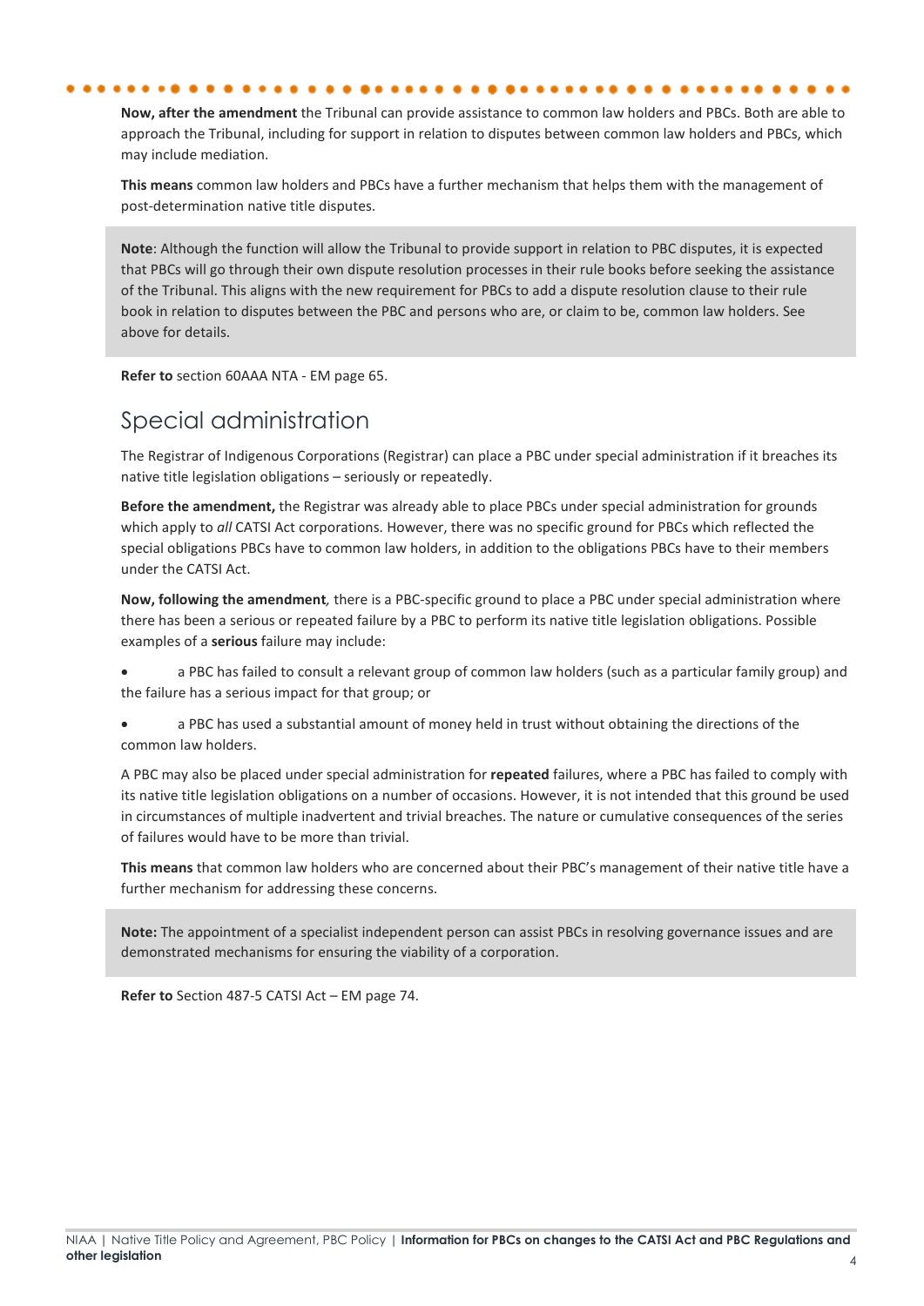**Now, after the amendment** the Tribunal can provide assistance to common law holders and PBCs. Both are able to approach the Tribunal, including for support in relation to disputes between common law holders and PBCs, which may include mediation.

**This means** common law holders and PBCs have a further mechanism that helps them with the management of post-determination native title disputes.

> **Note**: Although the function will allow the Tribunal to provide support in relation to PBC disputes, it is expected that PBCs will go through their own dispute resolution processes in their rule books before seeking the assistance of the Tribunal. This aligns with the new requirement for PBCs to add a dispute resolution clause to their rule book in relation to disputes between the PBC and persons who are, or claim to be, common law holders. See above for details.

**Refer to** section 60AAA NTA - EM page 65.

## Special administration

The Registrar of Indigenous Corporations (Registrar) can place a PBC under special administration if it breaches its native title legislation obligations – seriously or repeatedly.

**Before the amendment,** the Registrar was already able to place PBCs under special administration for grounds which apply to *all* CATSI Act corporations. However, there was no specific ground for PBCs which reflected the special obligations PBCs have to common law holders, in addition to the obligations PBCs have to their members under the CATSI Act.

**Now, following the amendment***,* there is a PBC-specific ground to place a PBC under special administration where there has been a serious or repeated failure by a PBC to perform its native title legislation obligations. Possible examples of a **serious** failure may include:

- a PBC has failed to consult a relevant group of common law holders (such as a particular family group) and the failure has a serious impact for that group; or
- a PBC has used a substantial amount of money held in trust without obtaining the directions of the common law holders.

A PBC may also be placed under special administration for **repeated** failures, where a PBC has failed to comply with its native title legislation obligations on a number of occasions. However, it is not intended that this ground be used in circumstances of multiple inadvertent and trivial breaches. The nature or cumulative consequences of the series of failures would have to be more than trivial.

**This means** that common law holders who are concerned about their PBC's management of their native title have a further mechanism for addressing these concerns.

> **Note:** The appointment of a specialist independent person can assist PBCs in resolving governance issues and are demonstrated mechanisms for ensuring the viability of a corporation.

**Refer to** Section 487-5 CATSI Act – EM page 74.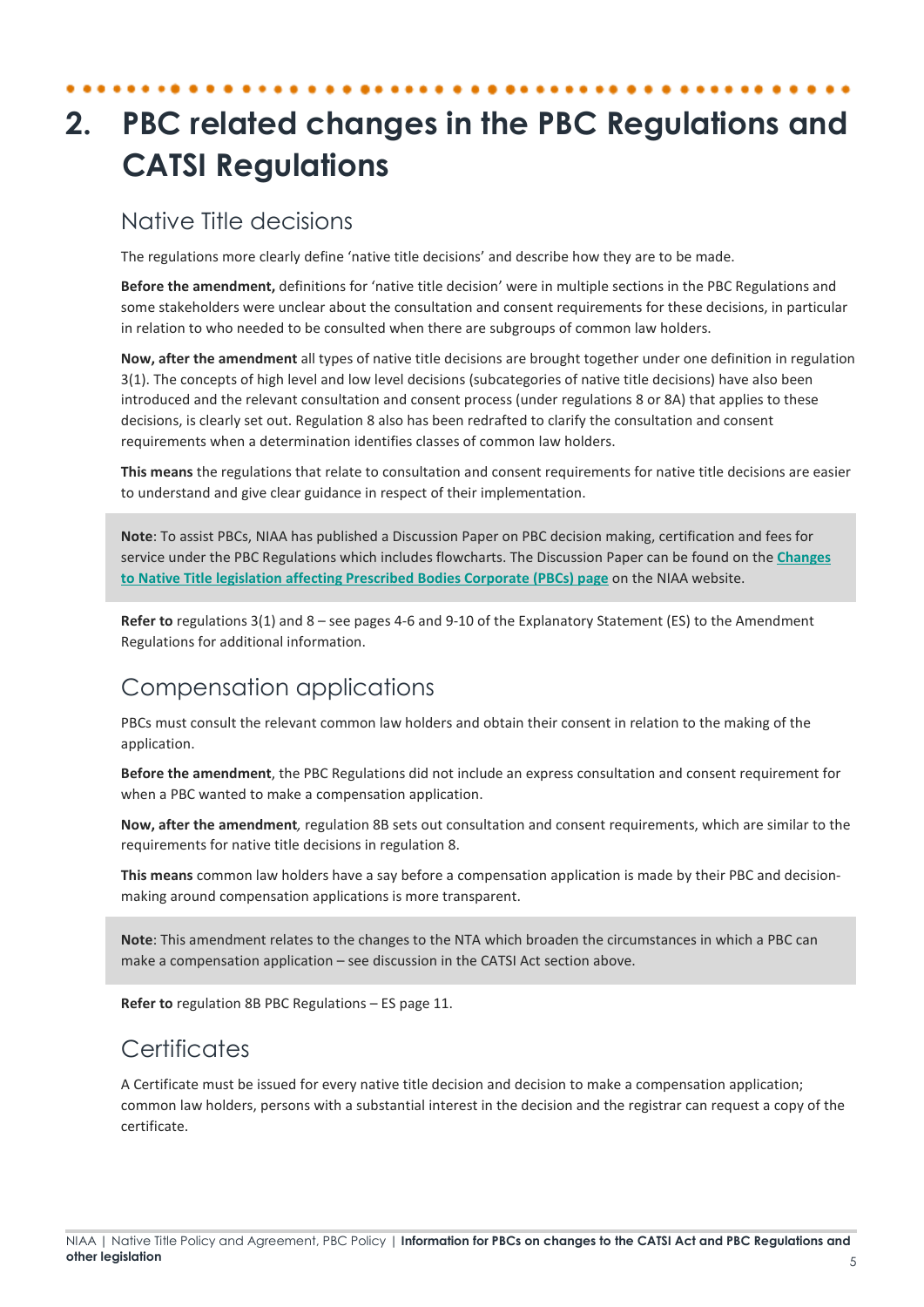# 2. PBC related changes in the PBC Regulations and CATSI Regulations

## Native Title decisions

The regulations more clearly define 'native title decisions' and describe how they are to be made.

**Before the amendment,** definitions for 'native title decision' were in multiple sections in the PBC Regulations and some stakeholders were unclear about the consultation and consent requirements for these decisions, in particular in relation to who needed to be consulted when there are subgroups of common law holders.

**Now, after the amendment** all types of native title decisions are brought together under one definition in regulation 3(1). The concepts of high level and low level decisions (subcategories of native title decisions) have also been introduced and the relevant consultation and consent process (under regulations 8 or 8A) that applies to these decisions, is clearly set out. Regulation 8 also has been redrafted to clarify the consultation and consent requirements when a determination identifies classes of common law holders.

**This means** the regulations that relate to consultation and consent requirements for native title decisions are easier to understand and give clear guidance in respect of their implementation.

> **Note**: To assist PBCs, NIAA has published a Discussion Paper on PBC decision making, certification and fees for service under the PBC Regulations which includes flowcharts. The Discussion Paper can be found on the **Changes to Native Title legislation affecting Prescribed Bodies Corporate (PBCs) page** on the NIAA website.

**Refer to** regulations 3(1) and 8 – see pages 4-6 and 9-10 of the Explanatory Statement (ES) to the Amendment Regulations for additional information.

## Compensation applications

PBCs must consult the relevant common law holders and obtain their consent in relation to the making of the application.

**Before the amendment**, the PBC Regulations did not include an express consultation and consent requirement for when a PBC wanted to make a compensation application.

**Now, after the amendment***,* regulation 8B sets out consultation and consent requirements, which are similar to the requirements for native title decisions in regulation 8.

**This means** common law holders have a say before a compensation application is made by their PBC and decision-making around compensation applications is more transparent.

> **Note**: This amendment relates to the changes to the NTA which broaden the circumstances in which a PBC can make a compensation application – see discussion in the CATSI Act section above.

**Refer to** regulation 8B PBC Regulations – ES page 11.

## Certificates

A Certificate must be issued for every native title decision and decision to make a compensation application; common law holders, persons with a substantial interest in the decision and the registrar can request a copy of the certificate.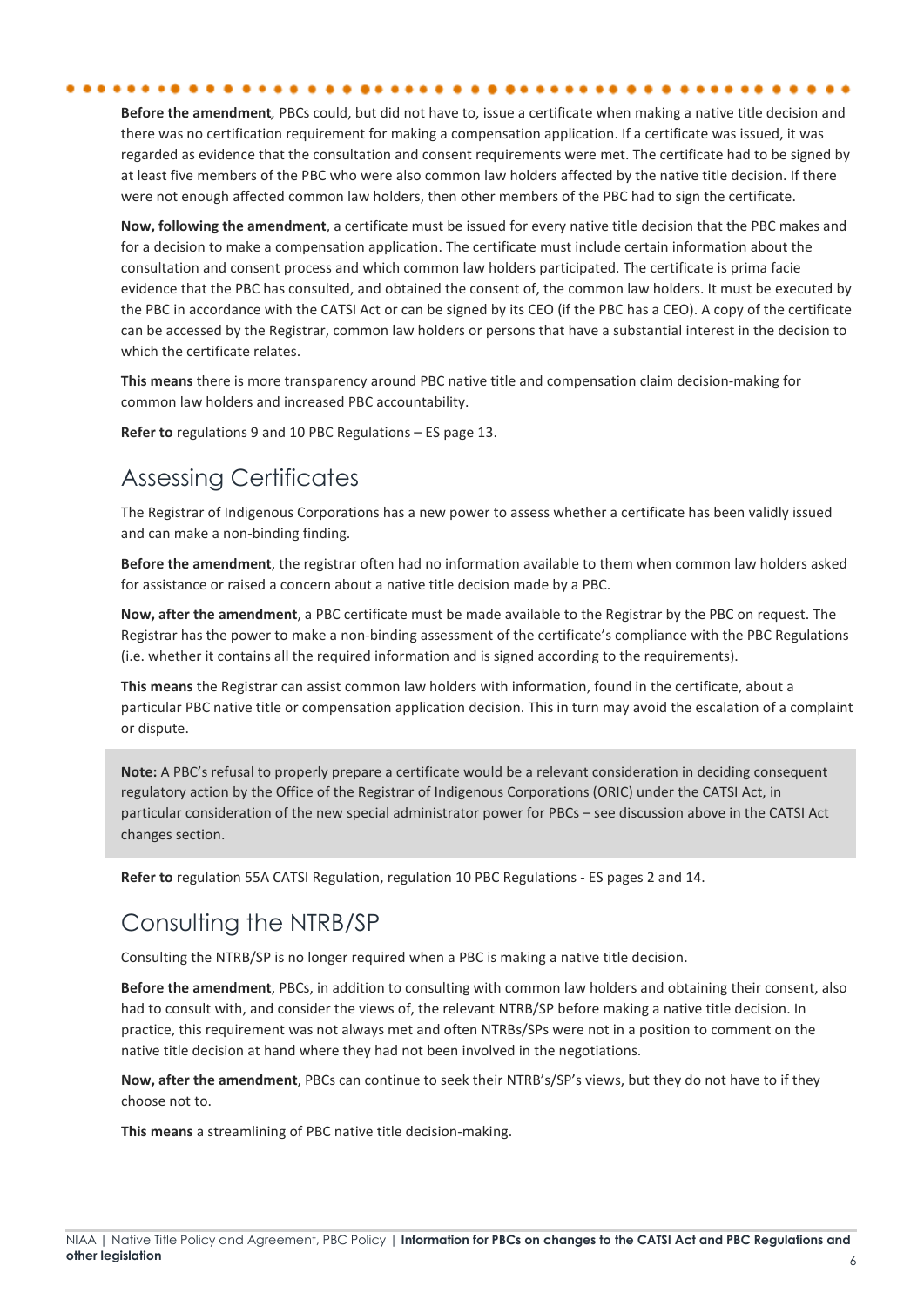**Before the amendment***,* PBCs could, but did not have to, issue a certificate when making a native title decision and there was no certification requirement for making a compensation application. If a certificate was issued, it was regarded as evidence that the consultation and consent requirements were met. The certificate had to be signed by at least five members of the PBC who were also common law holders affected by the native title decision. If there were not enough affected common law holders, then other members of the PBC had to sign the certificate.

**Now, following the amendment**, a certificate must be issued for every native title decision that the PBC makes and for a decision to make a compensation application. The certificate must include certain information about the consultation and consent process and which common law holders participated. The certificate is prima facie evidence that the PBC has consulted, and obtained the consent of, the common law holders. It must be executed by the PBC in accordance with the CATSI Act or can be signed by its CEO (if the PBC has a CEO). A copy of the certificate can be accessed by the Registrar, common law holders or persons that have a substantial interest in the decision to which the certificate relates.

**This means** there is more transparency around PBC native title and compensation claim decision-making for common law holders and increased PBC accountability.

**Refer to** regulations 9 and 10 PBC Regulations – ES page 13.

## Assessing Certificates

The Registrar of Indigenous Corporations has a new power to assess whether a certificate has been validly issued and can make a non-binding finding.

**Before the amendment**, the registrar often had no information available to them when common law holders asked for assistance or raised a concern about a native title decision made by a PBC.

**Now, after the amendment**, a PBC certificate must be made available to the Registrar by the PBC on request. The Registrar has the power to make a non-binding assessment of the certificate's compliance with the PBC Regulations (i.e. whether it contains all the required information and is signed according to the requirements).

**This means** the Registrar can assist common law holders with information, found in the certificate, about a particular PBC native title or compensation application decision. This in turn may avoid the escalation of a complaint or dispute.

> **Note:** A PBC's refusal to properly prepare a certificate would be a relevant consideration in deciding consequent regulatory action by the Office of the Registrar of Indigenous Corporations (ORIC) under the CATSI Act, in particular consideration of the new special administrator power for PBCs – see discussion above in the CATSI Act changes section.

**Refer to** regulation 55A CATSI Regulation, regulation 10 PBC Regulations - ES pages 2 and 14.

## Consulting the NTRB/SP

Consulting the NTRB/SP is no longer required when a PBC is making a native title decision.

**Before the amendment**, PBCs, in addition to consulting with common law holders and obtaining their consent, also had to consult with, and consider the views of, the relevant NTRB/SP before making a native title decision. In practice, this requirement was not always met and often NTRBs/SPs were not in a position to comment on the native title decision at hand where they had not been involved in the negotiations.

**Now, after the amendment**, PBCs can continue to seek their NTRB's/SP's views, but they do not have to if they choose not to.

**This means** a streamlining of PBC native title decision-making.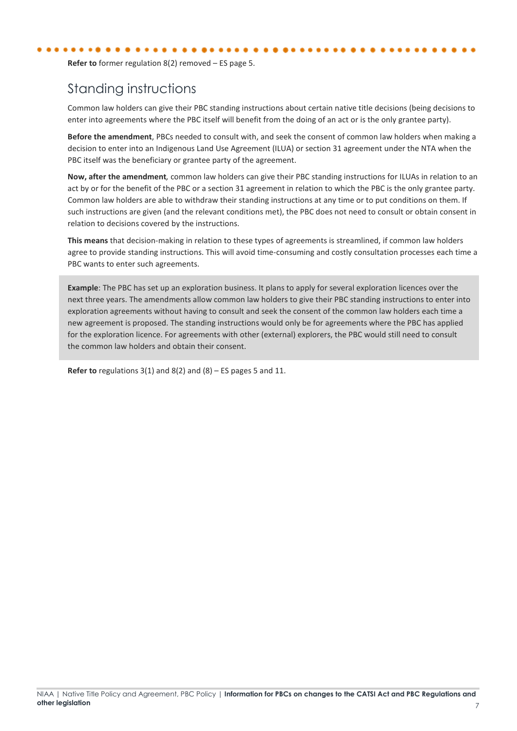**Refer to** former regulation 8(2) removed – ES page 5.

## Standing instructions

Common law holders can give their PBC standing instructions about certain native title decisions (being decisions to enter into agreements where the PBC itself will benefit from the doing of an act or is the only grantee party).

**Before the amendment**, PBCs needed to consult with, and seek the consent of common law holders when making a decision to enter into an Indigenous Land Use Agreement (ILUA) or section 31 agreement under the NTA when the PBC itself was the beneficiary or grantee party of the agreement.

**Now, after the amendment***,* common law holders can give their PBC standing instructions for ILUAs in relation to an act by or for the benefit of the PBC or a section 31 agreement in relation to which the PBC is the only grantee party. Common law holders are able to withdraw their standing instructions at any time or to put conditions on them. If such instructions are given (and the relevant conditions met), the PBC does not need to consult or obtain consent in relation to decisions covered by the instructions.

**This means** that decision-making in relation to these types of agreements is streamlined, if common law holders agree to provide standing instructions. This will avoid time-consuming and costly consultation processes each time a PBC wants to enter such agreements.

> **Example**: The PBC has set up an exploration business. It plans to apply for several exploration licences over the next three years. The amendments allow common law holders to give their PBC standing instructions to enter into exploration agreements without having to consult and seek the consent of the common law holders each time a new agreement is proposed. The standing instructions would only be for agreements where the PBC has applied for the exploration licence. For agreements with other (external) explorers, the PBC would still need to consult the common law holders and obtain their consent.

**Refer to** regulations 3(1) and 8(2) and (8) – ES pages 5 and 11.